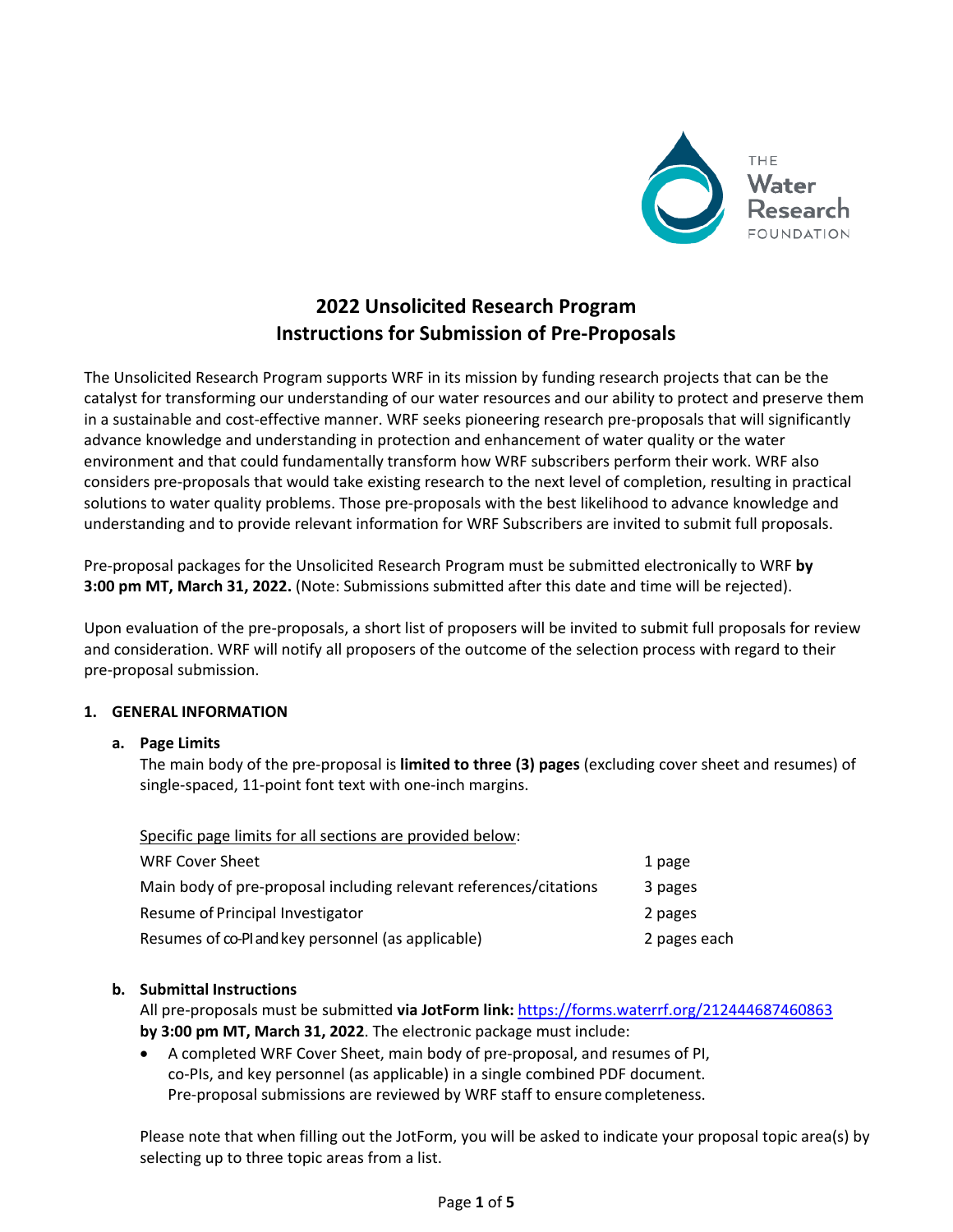# 2022 Unsolicited Research Program
# Instructions for Submission of Pre-Proposals

The Unsolicited Research Program supports WRF in its mission by funding research projects that can be the catalyst for transforming our understanding of our water resources and our ability to protect and preserve them in a sustainable and cost-effective manner. WRF seeks pioneering research pre-proposals that will significantly advance knowledge and understanding in protection and enhancement of water quality or the water environment and that could fundamentally transform how WRF subscribers perform their work. WRF also considers pre-proposals that would take existing research to the next level of completion, resulting in practical solutions to water quality problems. Those pre-proposals with the best likelihood to advance knowledge and understanding and to provide relevant information for WRF Subscribers are invited to submit full proposals.

Pre-proposal packages for the Unsolicited Research Program must be submitted electronically to WRF **by 3:00 pm MT, March 31, 2022.** (Note: Submissions submitted after this date and time will be rejected).

Upon evaluation of the pre-proposals, a short list of proposers will be invited to submit full proposals for review and consideration. WRF will notify all proposers of the outcome of the selection process with regard to their pre-proposal submission.

## 1. GENERAL INFORMATION

### a. Page Limits

The main body of the pre-proposal is **limited to three (3) pages** (excluding cover sheet and resumes) of single-spaced, 11-point font text with one-inch margins.

Specific page limits for all sections are provided below:

| Section | Limit |
| --- | --- |
| WRF Cover Sheet | 1 page |
| Main body of pre-proposal including relevant references/citations | 3 pages |
| Resume of Principal Investigator | 2 pages |
| Resumes of co-PI and key personnel (as applicable) | 2 pages each |

### b. Submittal Instructions

All pre-proposals must be submitted **via JotForm link:** https://forms.waterrf.org/212444687460863 **by 3:00 pm MT, March 31, 2022**. The electronic package must include:

- A completed WRF Cover Sheet, main body of pre-proposal, and resumes of PI, co-PIs, and key personnel (as applicable) in a single combined PDF document. Pre-proposal submissions are reviewed by WRF staff to ensure completeness.

Please note that when filling out the JotForm, you will be asked to indicate your proposal topic area(s) by selecting up to three topic areas from a list.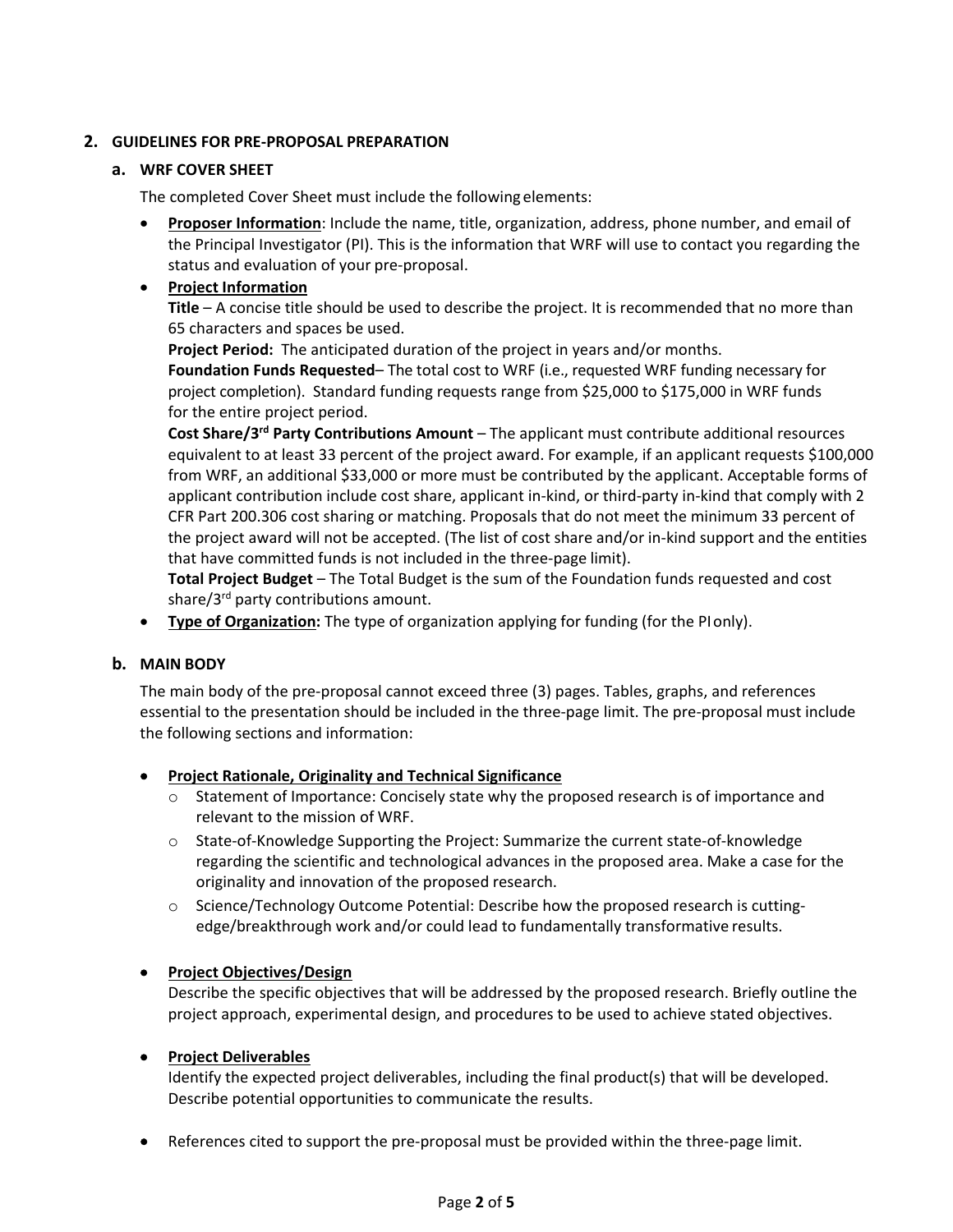## 2. GUIDELINES FOR PRE-PROPOSAL PREPARATION

### a. WRF COVER SHEET

The completed Cover Sheet must include the following elements:

- **Proposer Information**: Include the name, title, organization, address, phone number, and email of the Principal Investigator (PI). This is the information that WRF will use to contact you regarding the status and evaluation of your pre-proposal.
- **Project Information**

  **Title** – A concise title should be used to describe the project. It is recommended that no more than 65 characters and spaces be used.

  **Project Period:** The anticipated duration of the project in years and/or months.

  **Foundation Funds Requested**– The total cost to WRF (i.e., requested WRF funding necessary for project completion). Standard funding requests range from $25,000 to $175,000 in WRF funds for the entire project period.

  **Cost Share/3rd Party Contributions Amount** – The applicant must contribute additional resources equivalent to at least 33 percent of the project award. For example, if an applicant requests $100,000 from WRF, an additional $33,000 or more must be contributed by the applicant. Acceptable forms of applicant contribution include cost share, applicant in-kind, or third-party in-kind that comply with 2 CFR Part 200.306 cost sharing or matching. Proposals that do not meet the minimum 33 percent of the project award will not be accepted. (The list of cost share and/or in-kind support and the entities that have committed funds is not included in the three-page limit).

  **Total Project Budget** – The Total Budget is the sum of the Foundation funds requested and cost share/3rd party contributions amount.
- **Type of Organization:** The type of organization applying for funding (for the PI only).

### b. MAIN BODY

The main body of the pre-proposal cannot exceed three (3) pages. Tables, graphs, and references essential to the presentation should be included in the three-page limit. The pre-proposal must include the following sections and information:

- **Project Rationale, Originality and Technical Significance**
  - Statement of Importance: Concisely state why the proposed research is of importance and relevant to the mission of WRF.
  - State-of-Knowledge Supporting the Project: Summarize the current state-of-knowledge regarding the scientific and technological advances in the proposed area. Make a case for the originality and innovation of the proposed research.
  - Science/Technology Outcome Potential: Describe how the proposed research is cutting-edge/breakthrough work and/or could lead to fundamentally transformative results.

- **Project Objectives/Design**

  Describe the specific objectives that will be addressed by the proposed research. Briefly outline the project approach, experimental design, and procedures to be used to achieve stated objectives.

- **Project Deliverables**

  Identify the expected project deliverables, including the final product(s) that will be developed. Describe potential opportunities to communicate the results.

- References cited to support the pre-proposal must be provided within the three-page limit.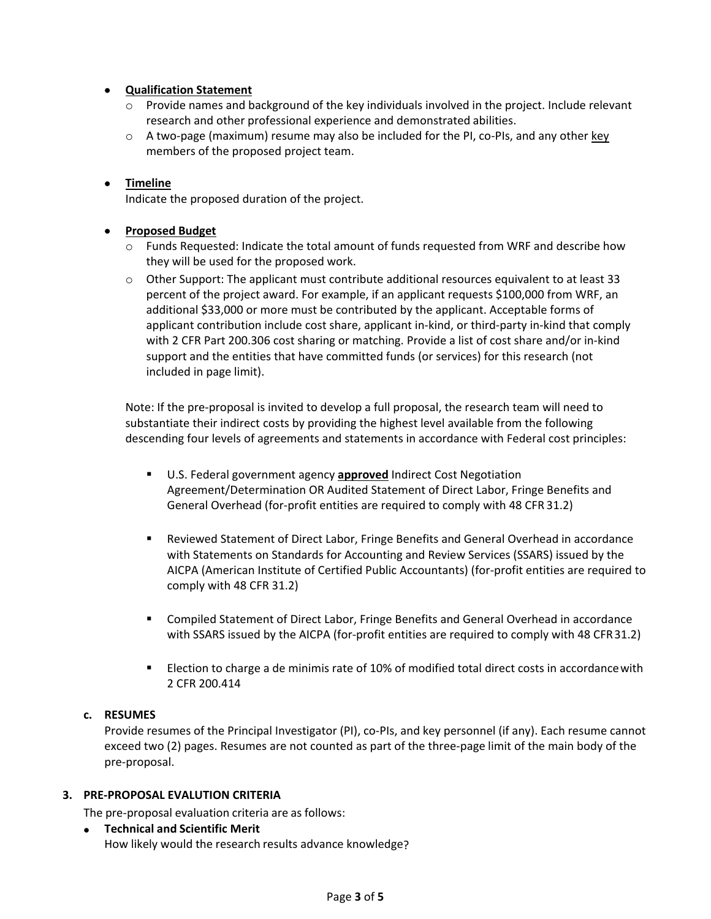- **Qualification Statement**
  - Provide names and background of the key individuals involved in the project. Include relevant research and other professional experience and demonstrated abilities.
  - A two-page (maximum) resume may also be included for the PI, co-PIs, and any other key members of the proposed project team.

- **Timeline**

  Indicate the proposed duration of the project.

- **Proposed Budget**
  - Funds Requested: Indicate the total amount of funds requested from WRF and describe how they will be used for the proposed work.
  - Other Support: The applicant must contribute additional resources equivalent to at least 33 percent of the project award. For example, if an applicant requests $100,000 from WRF, an additional $33,000 or more must be contributed by the applicant. Acceptable forms of applicant contribution include cost share, applicant in-kind, or third-party in-kind that comply with 2 CFR Part 200.306 cost sharing or matching. Provide a list of cost share and/or in-kind support and the entities that have committed funds (or services) for this research (not included in page limit).

  Note: If the pre-proposal is invited to develop a full proposal, the research team will need to substantiate their indirect costs by providing the highest level available from the following descending four levels of agreements and statements in accordance with Federal cost principles:

  - U.S. Federal government agency **approved** Indirect Cost Negotiation Agreement/Determination OR Audited Statement of Direct Labor, Fringe Benefits and General Overhead (for-profit entities are required to comply with 48 CFR 31.2)

  - Reviewed Statement of Direct Labor, Fringe Benefits and General Overhead in accordance with Statements on Standards for Accounting and Review Services (SSARS) issued by the AICPA (American Institute of Certified Public Accountants) (for-profit entities are required to comply with 48 CFR 31.2)

  - Compiled Statement of Direct Labor, Fringe Benefits and General Overhead in accordance with SSARS issued by the AICPA (for-profit entities are required to comply with 48 CFR 31.2)

  - Election to charge a de minimis rate of 10% of modified total direct costs in accordance with 2 CFR 200.414

**c. RESUMES**

Provide resumes of the Principal Investigator (PI), co-PIs, and key personnel (if any). Each resume cannot exceed two (2) pages. Resumes are not counted as part of the three-page limit of the main body of the pre-proposal.

## 3. PRE-PROPOSAL EVALUTION CRITERIA

The pre-proposal evaluation criteria are as follows:

- **Technical and Scientific Merit**

  How likely would the research results advance knowledge?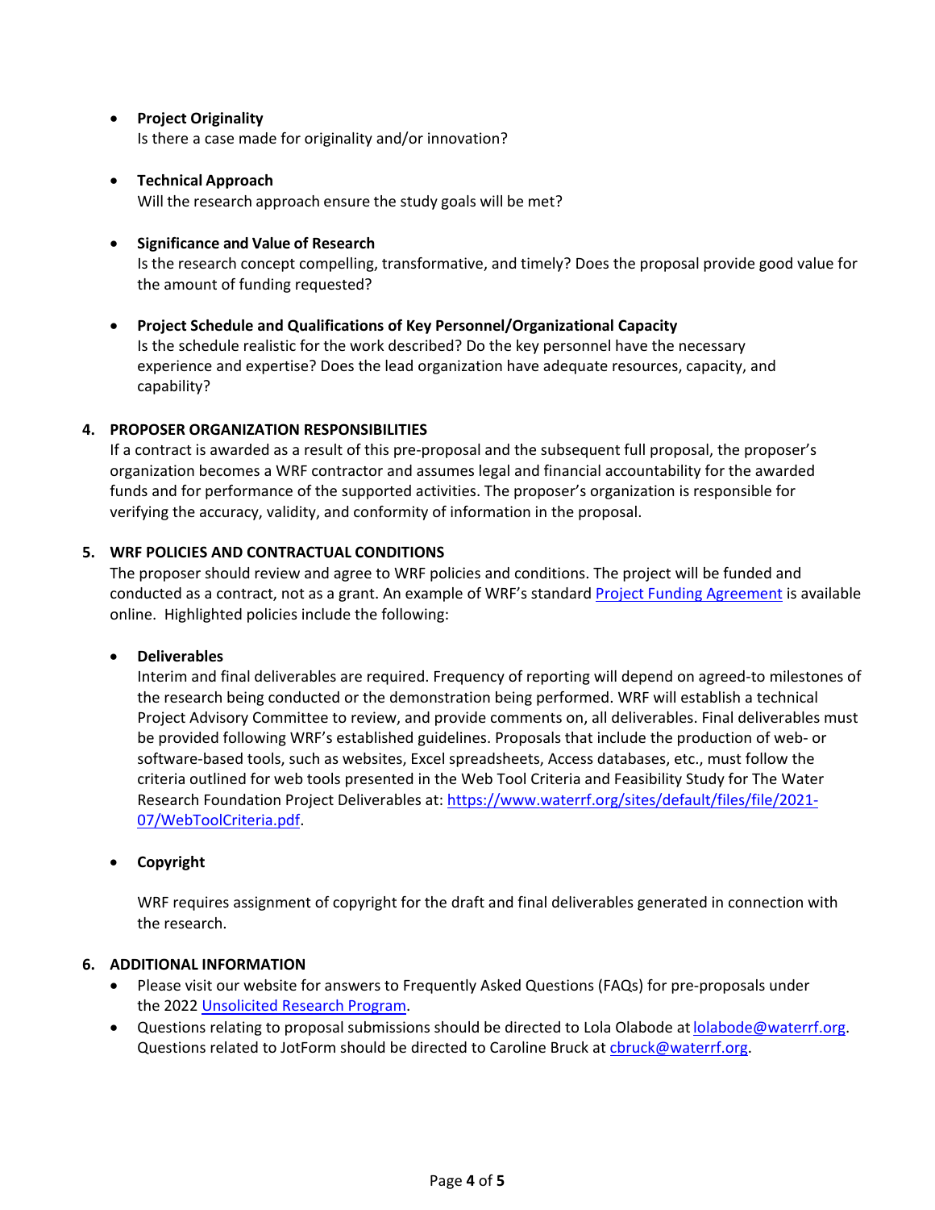- **Project Originality**
  Is there a case made for originality and/or innovation?

- **Technical Approach**
  Will the research approach ensure the study goals will be met?

- **Significance and Value of Research**
  Is the research concept compelling, transformative, and timely? Does the proposal provide good value for the amount of funding requested?

- **Project Schedule and Qualifications of Key Personnel/Organizational Capacity**
  Is the schedule realistic for the work described? Do the key personnel have the necessary experience and expertise? Does the lead organization have adequate resources, capacity, and capability?

## 4. PROPOSER ORGANIZATION RESPONSIBILITIES

If a contract is awarded as a result of this pre-proposal and the subsequent full proposal, the proposer's organization becomes a WRF contractor and assumes legal and financial accountability for the awarded funds and for performance of the supported activities. The proposer's organization is responsible for verifying the accuracy, validity, and conformity of information in the proposal.

## 5. WRF POLICIES AND CONTRACTUAL CONDITIONS

The proposer should review and agree to WRF policies and conditions. The project will be funded and conducted as a contract, not as a grant. An example of WRF's standard Project Funding Agreement is available online. Highlighted policies include the following:

- **Deliverables**
  Interim and final deliverables are required. Frequency of reporting will depend on agreed-to milestones of the research being conducted or the demonstration being performed. WRF will establish a technical Project Advisory Committee to review, and provide comments on, all deliverables. Final deliverables must be provided following WRF's established guidelines. Proposals that include the production of web- or software-based tools, such as websites, Excel spreadsheets, Access databases, etc., must follow the criteria outlined for web tools presented in the Web Tool Criteria and Feasibility Study for The Water Research Foundation Project Deliverables at: https://www.waterrf.org/sites/default/files/file/2021-07/WebToolCriteria.pdf.

- **Copyright**

  WRF requires assignment of copyright for the draft and final deliverables generated in connection with the research.

## 6. ADDITIONAL INFORMATION

- Please visit our website for answers to Frequently Asked Questions (FAQs) for pre-proposals under the 2022 Unsolicited Research Program.
- Questions relating to proposal submissions should be directed to Lola Olabode at lolabode@waterrf.org. Questions related to JotForm should be directed to Caroline Bruck at cbruck@waterrf.org.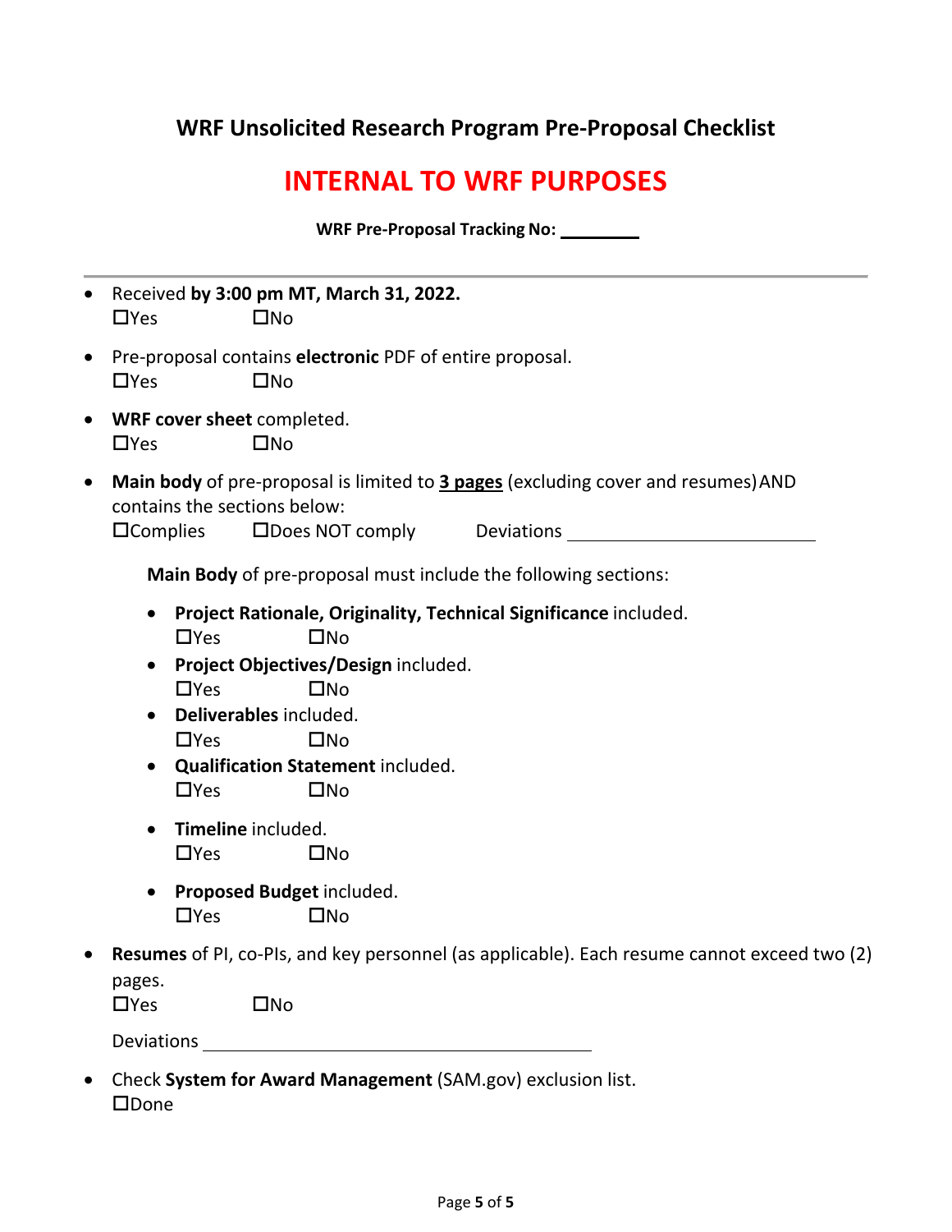## WRF Unsolicited Research Program Pre-Proposal Checklist

## INTERNAL TO WRF PURPOSES

**WRF Pre-Proposal Tracking No:** \_\_\_\_\_\_\_\_\_

---

- Received **by 3:00 pm MT, March 31, 2022.**
  ☐Yes ☐No

- Pre-proposal contains **electronic** PDF of entire proposal.
  ☐Yes ☐No

- **WRF cover sheet** completed.
  ☐Yes ☐No

- **Main body** of pre-proposal is limited to <u>**3 pages**</u> (excluding cover and resumes) AND contains the sections below:
  ☐Complies ☐Does NOT comply Deviations \_\_\_\_\_\_\_\_\_\_\_\_\_\_\_\_\_\_\_\_\_\_\_\_

  **Main Body** of pre-proposal must include the following sections:

  - **Project Rationale, Originality, Technical Significance** included.
    ☐Yes ☐No
  - **Project Objectives/Design** included.
    ☐Yes ☐No
  - **Deliverables** included.
    ☐Yes ☐No
  - **Qualification Statement** included.
    ☐Yes ☐No
  - **Timeline** included.
    ☐Yes ☐No
  - **Proposed Budget** included.
    ☐Yes ☐No

- **Resumes** of PI, co-PIs, and key personnel (as applicable). Each resume cannot exceed two (2) pages.
  ☐Yes ☐No

  Deviations \_\_\_\_\_\_\_\_\_\_\_\_\_\_\_\_\_\_\_\_\_\_\_\_\_\_\_\_\_\_\_\_\_\_\_\_\_\_

- Check **System for Award Management** (SAM.gov) exclusion list.
  ☐Done